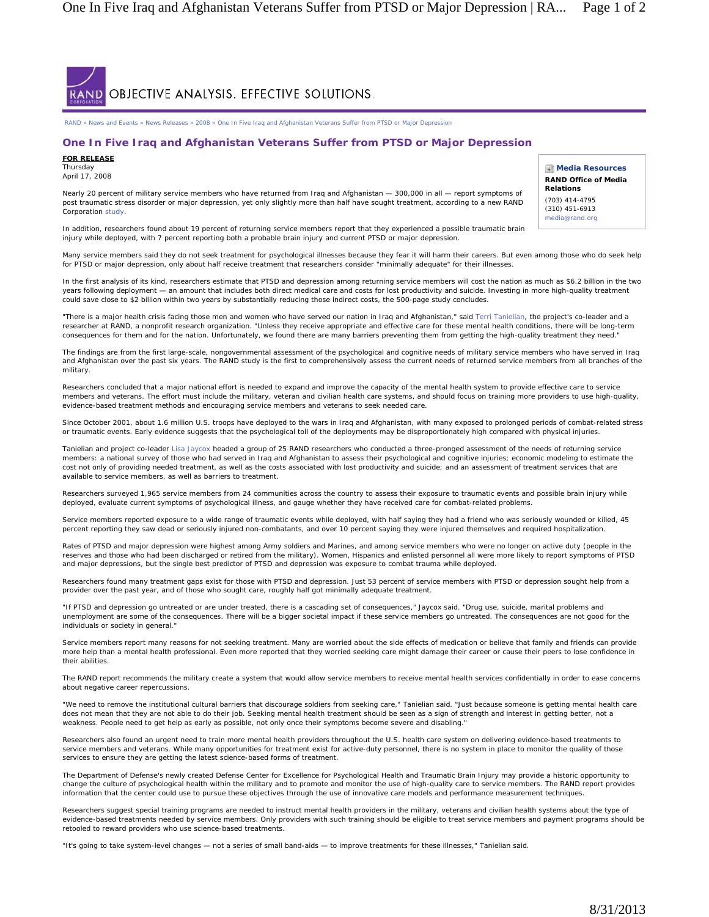RAND OBJECTIVE ANALYSIS. EFFECTIVE SOLUTIONS.

RAND » News and Events » News Releases » 2008 » One In Five Iraq and Afghanistan Veterans Suffer from PTSD or Major Depression

# One In Five Iraq and Afghanistan Veterans Suffer from PTSD or Major Depression

**FOR RELEASE**
Thursday
April 17, 2008

**Media Resources**
**RAND Office of Media Relations**
(703) 414-4795
(310) 451-6913
media@rand.org

Nearly 20 percent of military service members who have returned from Iraq and Afghanistan — 300,000 in all — report symptoms of post traumatic stress disorder or major depression, yet only slightly more than half have sought treatment, according to a new RAND Corporation study.

In addition, researchers found about 19 percent of returning service members report that they experienced a possible traumatic brain injury while deployed, with 7 percent reporting both a probable brain injury and current PTSD or major depression.

Many service members said they do not seek treatment for psychological illnesses because they fear it will harm their careers. But even among those who do seek help for PTSD or major depression, only about half receive treatment that researchers consider "minimally adequate" for their illnesses.

In the first analysis of its kind, researchers estimate that PTSD and depression among returning service members will cost the nation as much as $6.2 billion in the two years following deployment — an amount that includes both direct medical care and costs for lost productivity and suicide. Investing in more high-quality treatment could save close to $2 billion within two years by substantially reducing those indirect costs, the 500-page study concludes.

"There is a major health crisis facing those men and women who have served our nation in Iraq and Afghanistan," said Terri Tanielian, the project's co-leader and a researcher at RAND, a nonprofit research organization. "Unless they receive appropriate and effective care for these mental health conditions, there will be long-term consequences for them and for the nation. Unfortunately, we found there are many barriers preventing them from getting the high-quality treatment they need."

The findings are from the first large-scale, nongovernmental assessment of the psychological and cognitive needs of military service members who have served in Iraq and Afghanistan over the past six years. The RAND study is the first to comprehensively assess the current needs of returned service members from all branches of the military.

Researchers concluded that a major national effort is needed to expand and improve the capacity of the mental health system to provide effective care to service members and veterans. The effort must include the military, veteran and civilian health care systems, and should focus on training more providers to use high-quality, evidence-based treatment methods and encouraging service members and veterans to seek needed care.

Since October 2001, about 1.6 million U.S. troops have deployed to the wars in Iraq and Afghanistan, with many exposed to prolonged periods of combat-related stress or traumatic events. Early evidence suggests that the psychological toll of the deployments may be disproportionately high compared with physical injuries.

Tanielian and project co-leader Lisa Jaycox headed a group of 25 RAND researchers who conducted a three-pronged assessment of the needs of returning service members: a national survey of those who had served in Iraq and Afghanistan to assess their psychological and cognitive injuries; economic modeling to estimate the cost not only of providing needed treatment, as well as the costs associated with lost productivity and suicide; and an assessment of treatment services that are available to service members, as well as barriers to treatment.

Researchers surveyed 1,965 service members from 24 communities across the country to assess their exposure to traumatic events and possible brain injury while deployed, evaluate current symptoms of psychological illness, and gauge whether they have received care for combat-related problems.

Service members reported exposure to a wide range of traumatic events while deployed, with half saying they had a friend who was seriously wounded or killed, 45 percent reporting they saw dead or seriously injured non-combatants, and over 10 percent saying they were injured themselves and required hospitalization.

Rates of PTSD and major depression were highest among Army soldiers and Marines, and among service members who were no longer on active duty (people in the reserves and those who had been discharged or retired from the military). Women, Hispanics and enlisted personnel all were more likely to report symptoms of PTSD and major depressions, but the single best predictor of PTSD and depression was exposure to combat trauma while deployed.

Researchers found many treatment gaps exist for those with PTSD and depression. Just 53 percent of service members with PTSD or depression sought help from a provider over the past year, and of those who sought care, roughly half got minimally adequate treatment.

"If PTSD and depression go untreated or are under treated, there is a cascading set of consequences," Jaycox said. "Drug use, suicide, marital problems and unemployment are some of the consequences. There will be a bigger societal impact if these service members go untreated. The consequences are not good for the individuals or society in general."

Service members report many reasons for not seeking treatment. Many are worried about the side effects of medication or believe that family and friends can provide more help than a mental health professional. Even more reported that they worried seeking care might damage their career or cause their peers to lose confidence in their abilities.

The RAND report recommends the military create a system that would allow service members to receive mental health services confidentially in order to ease concerns about negative career repercussions.

"We need to remove the institutional cultural barriers that discourage soldiers from seeking care," Tanielian said. "Just because someone is getting mental health care does not mean that they are not able to do their job. Seeking mental health treatment should be seen as a sign of strength and interest in getting better, not a weakness. People need to get help as early as possible, not only once their symptoms become severe and disabling."

Researchers also found an urgent need to train more mental health providers throughout the U.S. health care system on delivering evidence-based treatments to service members and veterans. While many opportunities for treatment exist for active-duty personnel, there is no system in place to monitor the quality of those services to ensure they are getting the latest science-based forms of treatment.

The Department of Defense's newly created Defense Center for Excellence for Psychological Health and Traumatic Brain Injury may provide a historic opportunity to change the culture of psychological health within the military and to promote and monitor the use of high-quality care to service members. The RAND report provides information that the center could use to pursue these objectives through the use of innovative care models and performance measurement techniques.

Researchers suggest special training programs are needed to instruct mental health providers in the military, veterans and civilian health systems about the type of evidence-based treatments needed by service members. Only providers with such training should be eligible to treat service members and payment programs should be retooled to reward providers who use science-based treatments.

"It's going to take system-level changes — not a series of small band-aids — to improve treatments for these illnesses," Tanielian said.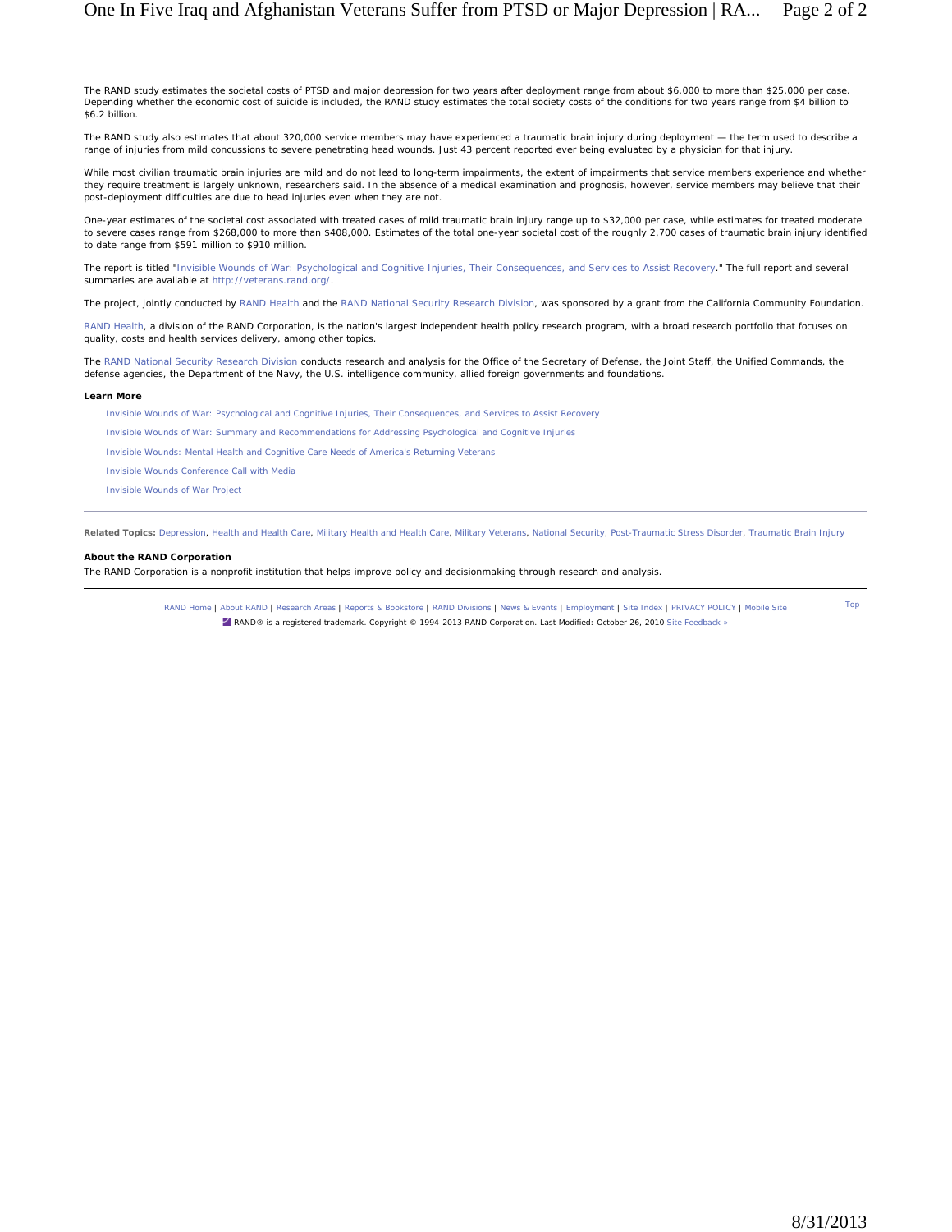The RAND study estimates the societal costs of PTSD and major depression for two years after deployment range from about $6,000 to more than $25,000 per case. Depending whether the economic cost of suicide is included, the RAND study estimates the total society costs of the conditions for two years range from $4 billion to $6.2 billion.

The RAND study also estimates that about 320,000 service members may have experienced a traumatic brain injury during deployment — the term used to describe a range of injuries from mild concussions to severe penetrating head wounds. Just 43 percent reported ever being evaluated by a physician for that injury.

While most civilian traumatic brain injuries are mild and do not lead to long-term impairments, the extent of impairments that service members experience and whether they require treatment is largely unknown, researchers said. In the absence of a medical examination and prognosis, however, service members may believe that their post-deployment difficulties are due to head injuries even when they are not.

One-year estimates of the societal cost associated with treated cases of mild traumatic brain injury range up to $32,000 per case, while estimates for treated moderate to severe cases range from $268,000 to more than $408,000. Estimates of the total one-year societal cost of the roughly 2,700 cases of traumatic brain injury identified to date range from $591 million to $910 million.

The report is titled "Invisible Wounds of War: Psychological and Cognitive Injuries, Their Consequences, and Services to Assist Recovery." The full report and several summaries are available at http://veterans.rand.org/.

The project, jointly conducted by RAND Health and the RAND National Security Research Division, was sponsored by a grant from the California Community Foundation.

RAND Health, a division of the RAND Corporation, is the nation's largest independent health policy research program, with a broad research portfolio that focuses on quality, costs and health services delivery, among other topics.

The RAND National Security Research Division conducts research and analysis for the Office of the Secretary of Defense, the Joint Staff, the Unified Commands, the defense agencies, the Department of the Navy, the U.S. intelligence community, allied foreign governments and foundations.

**Learn More**

- Invisible Wounds of War: Psychological and Cognitive Injuries, Their Consequences, and Services to Assist Recovery
- Invisible Wounds of War: Summary and Recommendations for Addressing Psychological and Cognitive Injuries
- Invisible Wounds: Mental Health and Cognitive Care Needs of America's Returning Veterans
- Invisible Wounds Conference Call with Media
- Invisible Wounds of War Project

---

**Related Topics:** Depression, Health and Health Care, Military Health and Health Care, Military Veterans, National Security, Post-Traumatic Stress Disorder, Traumatic Brain Injury

**About the RAND Corporation**

The RAND Corporation is a nonprofit institution that helps improve policy and decisionmaking through research and analysis.

---

RAND Home | About RAND | Research Areas | Reports & Bookstore | RAND Divisions | News & Events | Employment | Site Index | PRIVACY POLICY | Mobile Site

Top

RAND® is a registered trademark. Copyright © 1994-2013 RAND Corporation. Last Modified: October 26, 2010 Site Feedback »